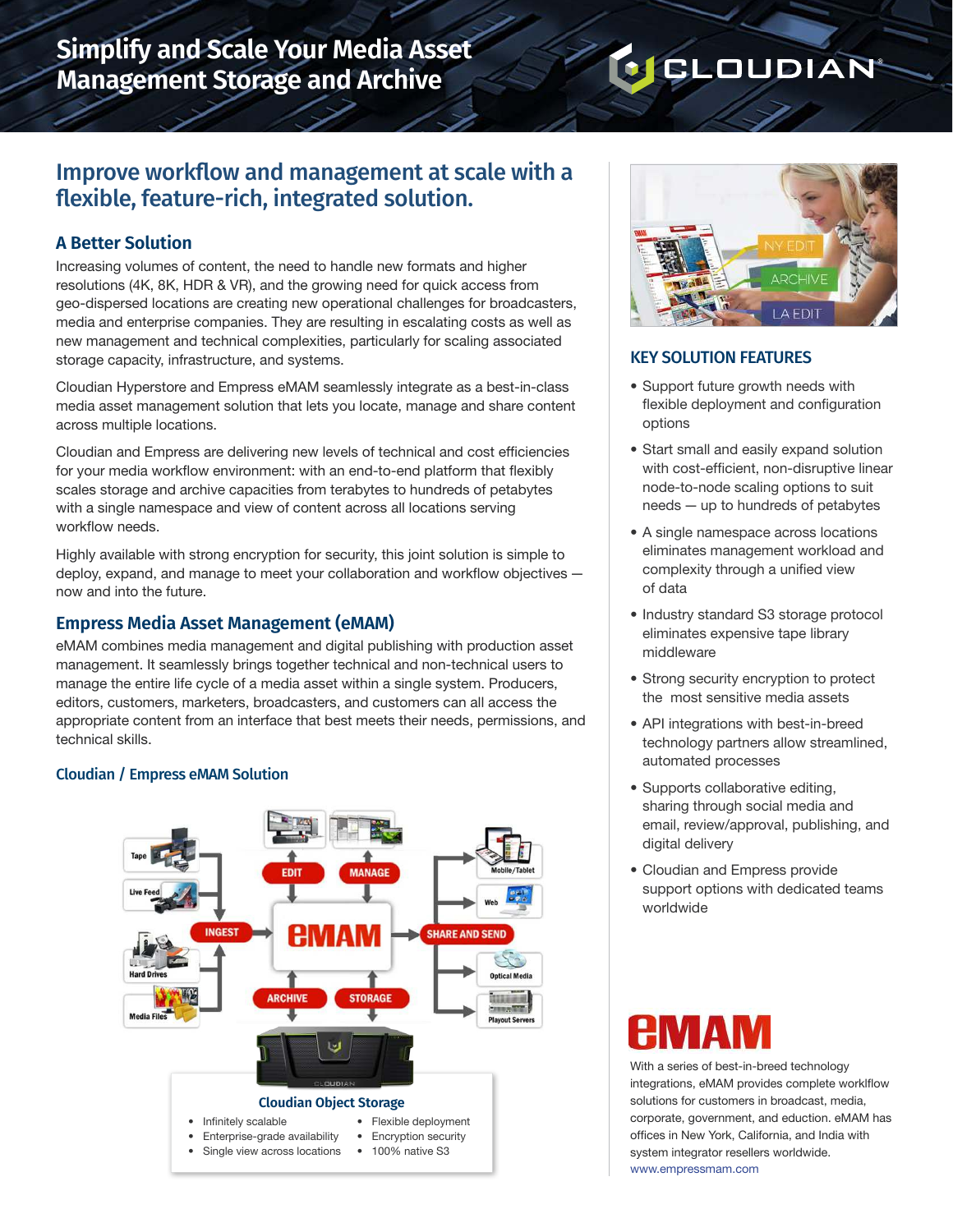# Simplify and Scale Your Media Asset Management Storage and Archive

## Improve workflow and management at scale with a flexible, feature-rich, integrated solution.

### A Better Solution

Increasing volumes of content, the need to handle new formats and higher resolutions (4K, 8K, HDR & VR), and the growing need for quick access from geo-dispersed locations are creating new operational challenges for broadcasters, media and enterprise companies. They are resulting in escalating costs as well as new management and technical complexities, particularly for scaling associated storage capacity, infrastructure, and systems.

Cloudian Hyperstore and Empress eMAM seamlessly integrate as a best-in-class media asset management solution that lets you locate, manage and share content across multiple locations.

Cloudian and Empress are delivering new levels of technical and cost efficiencies for your media workflow environment: with an end-to-end platform that flexibly scales storage and archive capacities from terabytes to hundreds of petabytes with a single namespace and view of content across all locations serving workflow needs.

Highly available with strong encryption for security, this joint solution is simple to deploy, expand, and manage to meet your collaboration and workflow objectives — now and into the future.

### Empress Media Asset Management (eMAM)

eMAM combines media management and digital publishing with production asset management. It seamlessly brings together technical and non-technical users to manage the entire life cycle of a media asset within a single system. Producers, editors, customers, marketers, broadcasters, and customers can all access the appropriate content from an interface that best meets their needs, permissions, and technical skills.

### Cloudian / Empress eMAM Solution

**Cloudian Object Storage**

- Infinitely scalable
- Enterprise-grade availability
- Single view across locations
- Flexible deployment
- Encryption security
- 100% native S3

### KEY SOLUTION FEATURES

- Support future growth needs with flexible deployment and configuration options
- Start small and easily expand solution with cost-efficient, non-disruptive linear node-to-node scaling options to suit needs — up to hundreds of petabytes
- A single namespace across locations eliminates management workload and complexity through a unified view of data
- Industry standard S3 storage protocol eliminates expensive tape library middleware
- Strong security encryption to protect the most sensitive media assets
- API integrations with best-in-breed technology partners allow streamlined, automated processes
- Supports collaborative editing, sharing through social media and email, review/approval, publishing, and digital delivery
- Cloudian and Empress provide support options with dedicated teams worldwide

**eMAM**

With a series of best-in-breed technology integrations, eMAM provides complete worklflow solutions for customers in broadcast, media, corporate, government, and eduction. eMAM has offices in New York, California, and India with system integrator resellers worldwide.
www.empressmam.com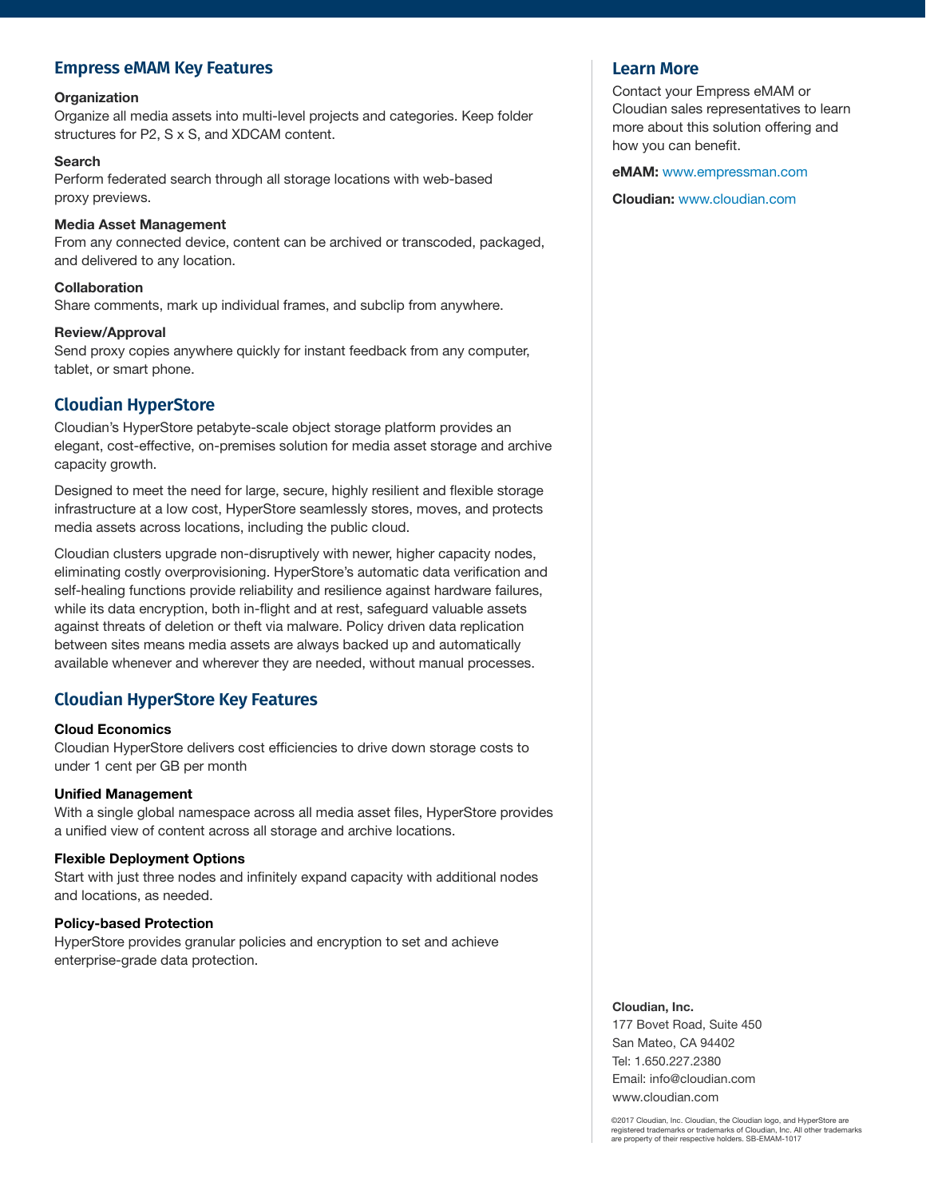## Empress eMAM Key Features

**Organization**
Organize all media assets into multi-level projects and categories. Keep folder structures for P2, S x S, and XDCAM content.

**Search**
Perform federated search through all storage locations with web-based proxy previews.

**Media Asset Management**
From any connected device, content can be archived or transcoded, packaged, and delivered to any location.

**Collaboration**
Share comments, mark up individual frames, and subclip from anywhere.

**Review/Approval**
Send proxy copies anywhere quickly for instant feedback from any computer, tablet, or smart phone.

## Cloudian HyperStore

Cloudian's HyperStore petabyte-scale object storage platform provides an elegant, cost-effective, on-premises solution for media asset storage and archive capacity growth.

Designed to meet the need for large, secure, highly resilient and flexible storage infrastructure at a low cost, HyperStore seamlessly stores, moves, and protects media assets across locations, including the public cloud.

Cloudian clusters upgrade non-disruptively with newer, higher capacity nodes, eliminating costly overprovisioning. HyperStore's automatic data verification and self-healing functions provide reliability and resilience against hardware failures, while its data encryption, both in-flight and at rest, safeguard valuable assets against threats of deletion or theft via malware. Policy driven data replication between sites means media assets are always backed up and automatically available whenever and wherever they are needed, without manual processes.

## Cloudian HyperStore Key Features

**Cloud Economics**
Cloudian HyperStore delivers cost efficiencies to drive down storage costs to under 1 cent per GB per month

**Unified Management**
With a single global namespace across all media asset files, HyperStore provides a unified view of content across all storage and archive locations.

**Flexible Deployment Options**
Start with just three nodes and infinitely expand capacity with additional nodes and locations, as needed.

**Policy-based Protection**
HyperStore provides granular policies and encryption to set and achieve enterprise-grade data protection.

## Learn More

Contact your Empress eMAM or Cloudian sales representatives to learn more about this solution offering and how you can benefit.

**eMAM:** www.empressman.com

**Cloudian:** www.cloudian.com

**Cloudian, Inc.**
177 Bovet Road, Suite 450
San Mateo, CA 94402
Tel: 1.650.227.2380
Email: info@cloudian.com
www.cloudian.com

©2017 Cloudian, Inc. Cloudian, the Cloudian logo, and HyperStore are registered trademarks or trademarks of Cloudian, Inc. All other trademarks are property of their respective holders. SB-EMAM-1017